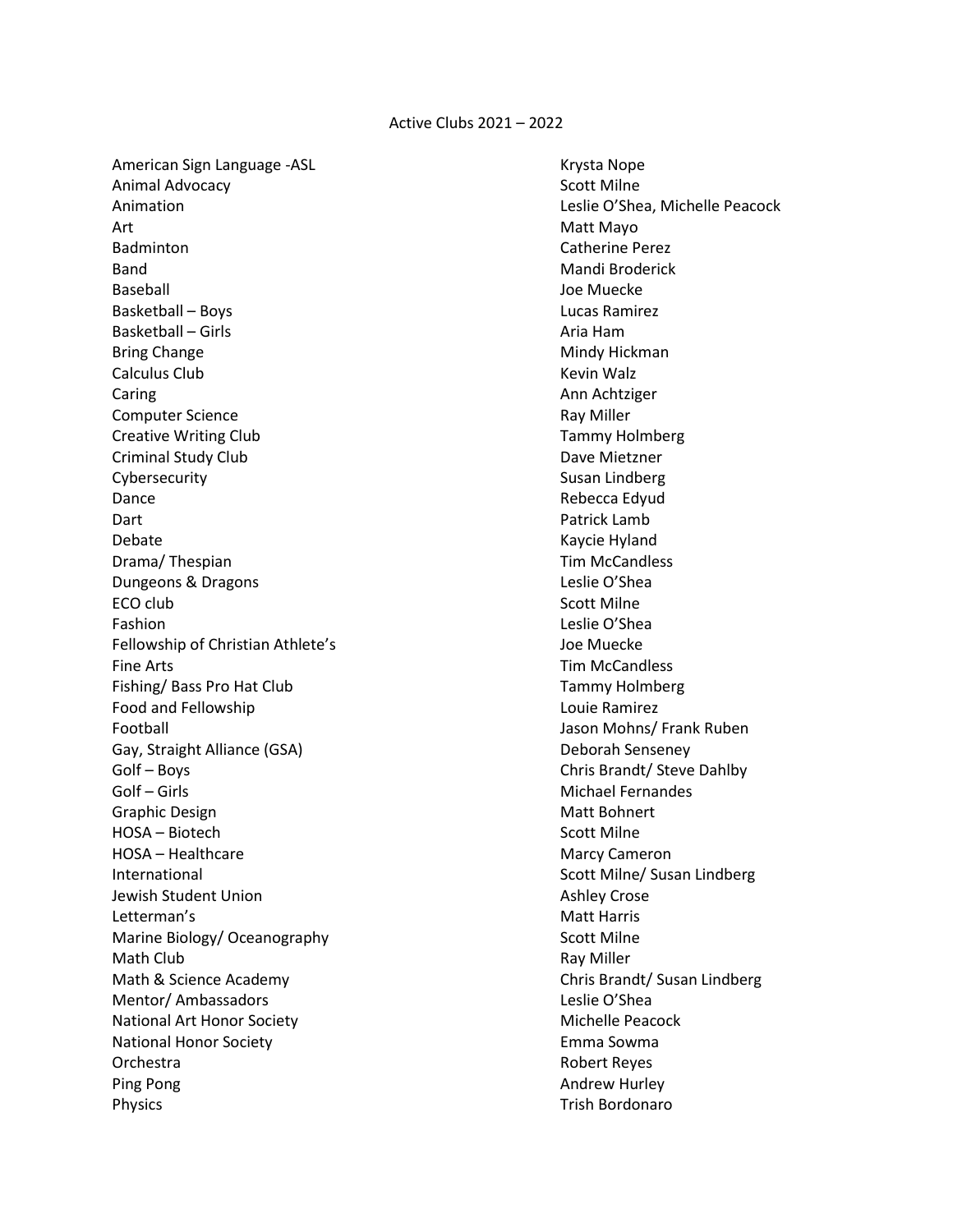Active Clubs 2021 – 2022

| Club | Advisor |
|---|---|
| American Sign Language -ASL | Krysta Nope |
| Animal Advocacy | Scott Milne |
| Animation | Leslie O'Shea, Michelle Peacock |
| Art | Matt Mayo |
| Badminton | Catherine Perez |
| Band | Mandi Broderick |
| Baseball | Joe Muecke |
| Basketball – Boys | Lucas Ramirez |
| Basketball – Girls | Aria Ham |
| Bring Change | Mindy Hickman |
| Calculus Club | Kevin Walz |
| Caring | Ann Achtziger |
| Computer Science | Ray Miller |
| Creative Writing Club | Tammy Holmberg |
| Criminal Study Club | Dave Mietzner |
| Cybersecurity | Susan Lindberg |
| Dance | Rebecca Edyud |
| Dart | Patrick Lamb |
| Debate | Kaycie Hyland |
| Drama/ Thespian | Tim McCandless |
| Dungeons & Dragons | Leslie O'Shea |
| ECO club | Scott Milne |
| Fashion | Leslie O'Shea |
| Fellowship of Christian Athlete's | Joe Muecke |
| Fine Arts | Tim McCandless |
| Fishing/ Bass Pro Hat Club | Tammy Holmberg |
| Food and Fellowship | Louie Ramirez |
| Football | Jason Mohns/ Frank Ruben |
| Gay, Straight Alliance (GSA) | Deborah Senseney |
| Golf – Boys | Chris Brandt/ Steve Dahlby |
| Golf – Girls | Michael Fernandes |
| Graphic Design | Matt Bohnert |
| HOSA – Biotech | Scott Milne |
| HOSA – Healthcare | Marcy Cameron |
| International | Scott Milne/ Susan Lindberg |
| Jewish Student Union | Ashley Crose |
| Letterman's | Matt Harris |
| Marine Biology/ Oceanography | Scott Milne |
| Math Club | Ray Miller |
| Math & Science Academy | Chris Brandt/ Susan Lindberg |
| Mentor/ Ambassadors | Leslie O'Shea |
| National Art Honor Society | Michelle Peacock |
| National Honor Society | Emma Sowma |
| Orchestra | Robert Reyes |
| Ping Pong | Andrew Hurley |
| Physics | Trish Bordonaro |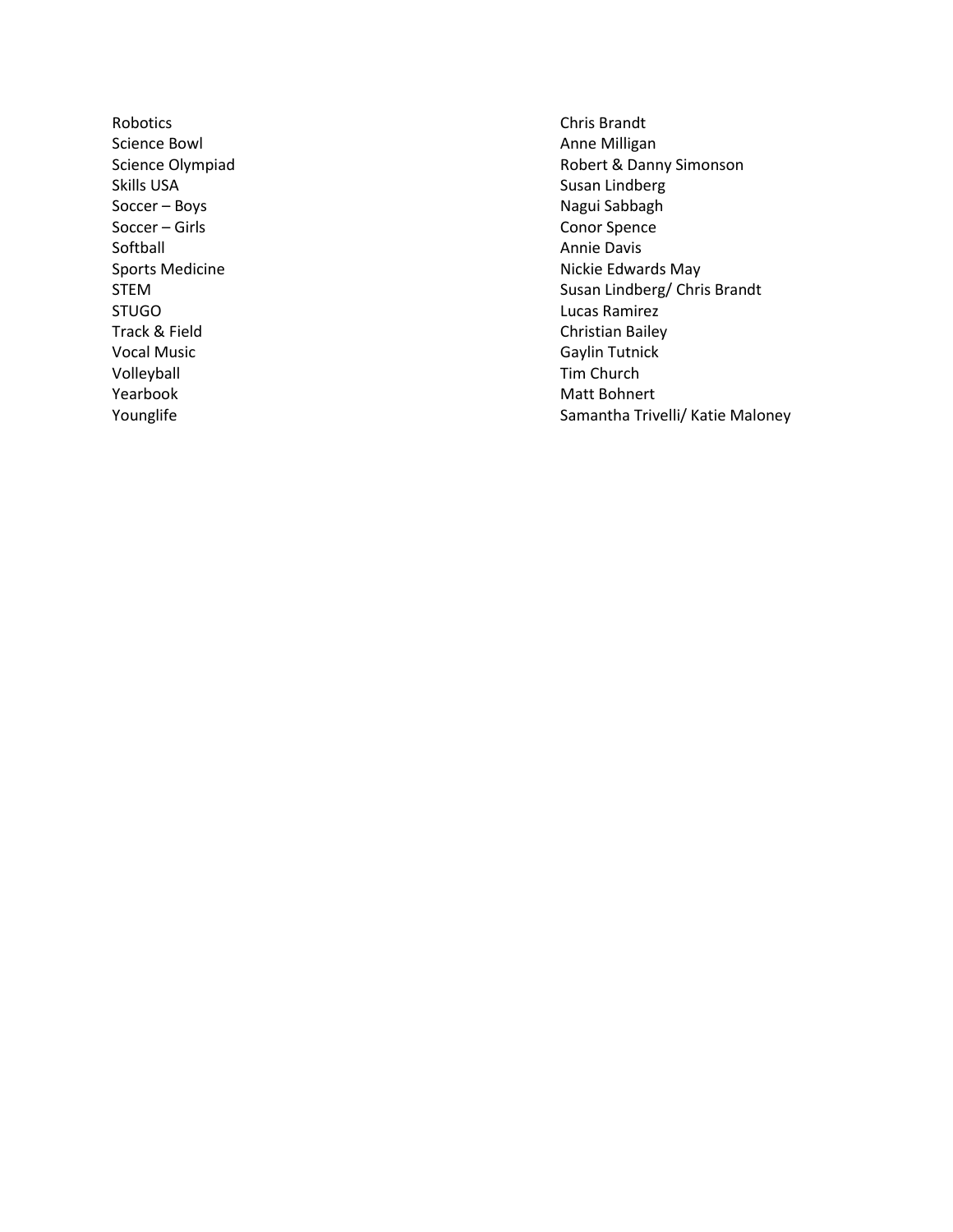| | |
|---|---|
| Robotics | Chris Brandt |
| Science Bowl | Anne Milligan |
| Science Olympiad | Robert & Danny Simonson |
| Skills USA | Susan Lindberg |
| Soccer – Boys | Nagui Sabbagh |
| Soccer – Girls | Conor Spence |
| Softball | Annie Davis |
| Sports Medicine | Nickie Edwards May |
| STEM | Susan Lindberg/ Chris Brandt |
| STUGO | Lucas Ramirez |
| Track & Field | Christian Bailey |
| Vocal Music | Gaylin Tutnick |
| Volleyball | Tim Church |
| Yearbook | Matt Bohnert |
| Younglife | Samantha Trivelli/ Katie Maloney |